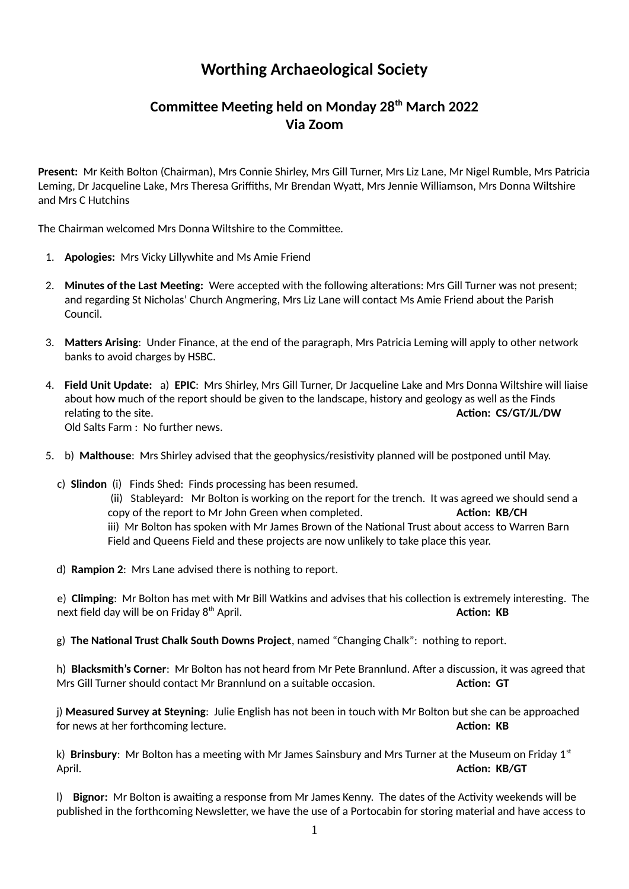# Worthing Archaeological Society

## Committee Meeting held on Monday 28th March 2022
## Via Zoom

**Present:** Mr Keith Bolton (Chairman), Mrs Connie Shirley, Mrs Gill Turner, Mrs Liz Lane, Mr Nigel Rumble, Mrs Patricia Leming, Dr Jacqueline Lake, Mrs Theresa Griffiths, Mr Brendan Wyatt, Mrs Jennie Williamson, Mrs Donna Wiltshire and Mrs C Hutchins

The Chairman welcomed Mrs Donna Wiltshire to the Committee.

1. **Apologies:** Mrs Vicky Lillywhite and Ms Amie Friend

2. **Minutes of the Last Meeting:** Were accepted with the following alterations: Mrs Gill Turner was not present; and regarding St Nicholas' Church Angmering, Mrs Liz Lane will contact Ms Amie Friend about the Parish Council.

3. **Matters Arising**: Under Finance, at the end of the paragraph, Mrs Patricia Leming will apply to other network banks to avoid charges by HSBC.

4. **Field Unit Update:** a) **EPIC**: Mrs Shirley, Mrs Gill Turner, Dr Jacqueline Lake and Mrs Donna Wiltshire will liaise about how much of the report should be given to the landscape, history and geology as well as the Finds relating to the site. **Action: CS/GT/JL/DW**
   Old Salts Farm : No further news.

5. b) **Malthouse**: Mrs Shirley advised that the geophysics/resistivity planned will be postponed until May.

c) **Slindon** (i) Finds Shed: Finds processing has been resumed.
   (ii) Stableyard: Mr Bolton is working on the report for the trench. It was agreed we should send a copy of the report to Mr John Green when completed. **Action: KB/CH**
   iii) Mr Bolton has spoken with Mr James Brown of the National Trust about access to Warren Barn Field and Queens Field and these projects are now unlikely to take place this year.

d) **Rampion 2**: Mrs Lane advised there is nothing to report.

e) **Climping**: Mr Bolton has met with Mr Bill Watkins and advises that his collection is extremely interesting. The next field day will be on Friday 8th April. **Action: KB**

g) **The National Trust Chalk South Downs Project**, named "Changing Chalk": nothing to report.

h) **Blacksmith's Corner**: Mr Bolton has not heard from Mr Pete Brannlund. After a discussion, it was agreed that Mrs Gill Turner should contact Mr Brannlund on a suitable occasion. **Action: GT**

j) **Measured Survey at Steyning**: Julie English has not been in touch with Mr Bolton but she can be approached for news at her forthcoming lecture. **Action: KB**

k) **Brinsbury**: Mr Bolton has a meeting with Mr James Sainsbury and Mrs Turner at the Museum on Friday 1st April. **Action: KB/GT**

l) **Bignor:** Mr Bolton is awaiting a response from Mr James Kenny. The dates of the Activity weekends will be published in the forthcoming Newsletter, we have the use of a Portocabin for storing material and have access to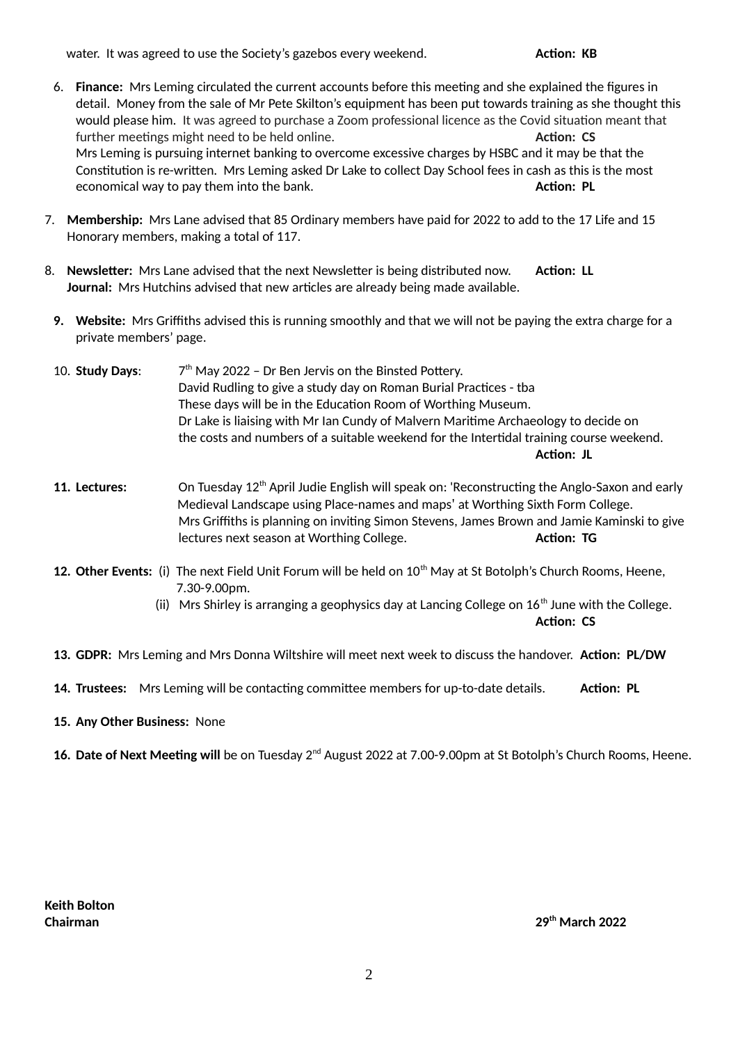water. It was agreed to use the Society's gazebos every weekend. **Action: KB**

6. **Finance:** Mrs Leming circulated the current accounts before this meeting and she explained the figures in detail. Money from the sale of Mr Pete Skilton's equipment has been put towards training as she thought this would please him. It was agreed to purchase a Zoom professional licence as the Covid situation meant that further meetings might need to be held online. **Action: CS**
   Mrs Leming is pursuing internet banking to overcome excessive charges by HSBC and it may be that the Constitution is re-written. Mrs Leming asked Dr Lake to collect Day School fees in cash as this is the most economical way to pay them into the bank. **Action: PL**

7. **Membership:** Mrs Lane advised that 85 Ordinary members have paid for 2022 to add to the 17 Life and 15 Honorary members, making a total of 117.

8. **Newsletter:** Mrs Lane advised that the next Newsletter is being distributed now. **Action: LL**
   **Journal:** Mrs Hutchins advised that new articles are already being made available.

9. **Website:** Mrs Griffiths advised this is running smoothly and that we will not be paying the extra charge for a private members' page.

10. **Study Days**: 7th May 2022 – Dr Ben Jervis on the Binsted Pottery.
    David Rudling to give a study day on Roman Burial Practices - tba
    These days will be in the Education Room of Worthing Museum.
    Dr Lake is liaising with Mr Ian Cundy of Malvern Maritime Archaeology to decide on the costs and numbers of a suitable weekend for the Intertidal training course weekend.
    **Action: JL**

11. **Lectures:** On Tuesday 12th April Judie English will speak on: 'Reconstructing the Anglo-Saxon and early Medieval Landscape using Place-names and maps' at Worthing Sixth Form College.
    Mrs Griffiths is planning on inviting Simon Stevens, James Brown and Jamie Kaminski to give lectures next season at Worthing College. **Action: TG**

12. **Other Events:** (i) The next Field Unit Forum will be held on 10th May at St Botolph's Church Rooms, Heene, 7.30-9.00pm.
    (ii) Mrs Shirley is arranging a geophysics day at Lancing College on 16th June with the College.
    **Action: CS**

13. **GDPR:** Mrs Leming and Mrs Donna Wiltshire will meet next week to discuss the handover. **Action: PL/DW**

14. **Trustees:** Mrs Leming will be contacting committee members for up-to-date details. **Action: PL**

15. **Any Other Business:** None

16. **Date of Next Meeting will** be on Tuesday 2nd August 2022 at 7.00-9.00pm at St Botolph's Church Rooms, Heene.

**Keith Bolton**
**Chairman** **29th March 2022**